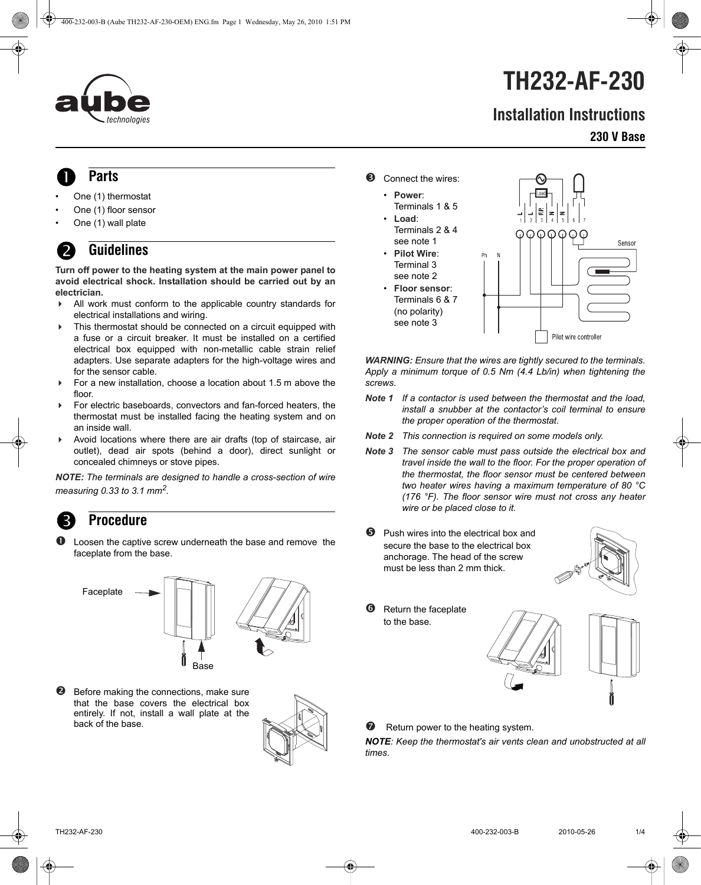# TH232-AF-230

## Installation Instructions

**230 V Base**

## ❶ Parts

- One (1) thermostat
- One (1) floor sensor
- One (1) wall plate

## ❷ Guidelines

**Turn off power to the heating system at the main power panel to avoid electrical shock. Installation should be carried out by an electrician.**

- All work must conform to the applicable country standards for electrical installations and wiring.
- This thermostat should be connected on a circuit equipped with a fuse or a circuit breaker. It must be installed on a certified electrical box equipped with non-metallic cable strain relief adapters. Use separate adapters for the high-voltage wires and for the sensor cable.
- For a new installation, choose a location about 1.5 m above the floor.
- For electric baseboards, convectors and fan-forced heaters, the thermostat must be installed facing the heating system and on an inside wall.
- Avoid locations where there are air drafts (top of staircase, air outlet), dead air spots (behind a door), direct sunlight or concealed chimneys or stove pipes.

***NOTE:*** *The terminals are designed to handle a cross-section of wire measuring 0.33 to 3.1 mm$^2$.*

## ❸ Procedure

❶ Loosen the captive screw underneath the base and remove the faceplate from the base.

Faceplate

Base

❷ Before making the connections, make sure that the base covers the electrical box entirely. If not, install a wall plate at the back of the base.

❸ Connect the wires:

- **Power**: Terminals 1 & 5
- **Load**: Terminals 2 & 4 see note 1
- **Pilot Wire**: Terminal 3 see note 2
- **Floor sensor**: Terminals 6 & 7 (no polarity) see note 3

***WARNING:*** *Ensure that the wires are tightly secured to the terminals. Apply a minimum torque of 0.5 Nm (4.4 Lb/in) when tightening the screws.*

**Note 1** *If a contactor is used between the thermostat and the load, install a snubber at the contactor's coil terminal to ensure the proper operation of the thermostat.*

**Note 2** *This connection is required on some models only.*

**Note 3** *The sensor cable must pass outside the electrical box and travel inside the wall to the floor. For the proper operation of the thermostat, the floor sensor must be centered between two heater wires having a maximum temperature of 80 °C (176 °F). The floor sensor wire must not cross any heater wire or be placed close to it.*

❺ Push wires into the electrical box and secure the base to the electrical box anchorage. The head of the screw must be less than 2 mm thick.

❻ Return the faceplate to the base.

❼ Return power to the heating system.

***NOTE****: Keep the thermostat's air vents clean and unobstructed at all times.*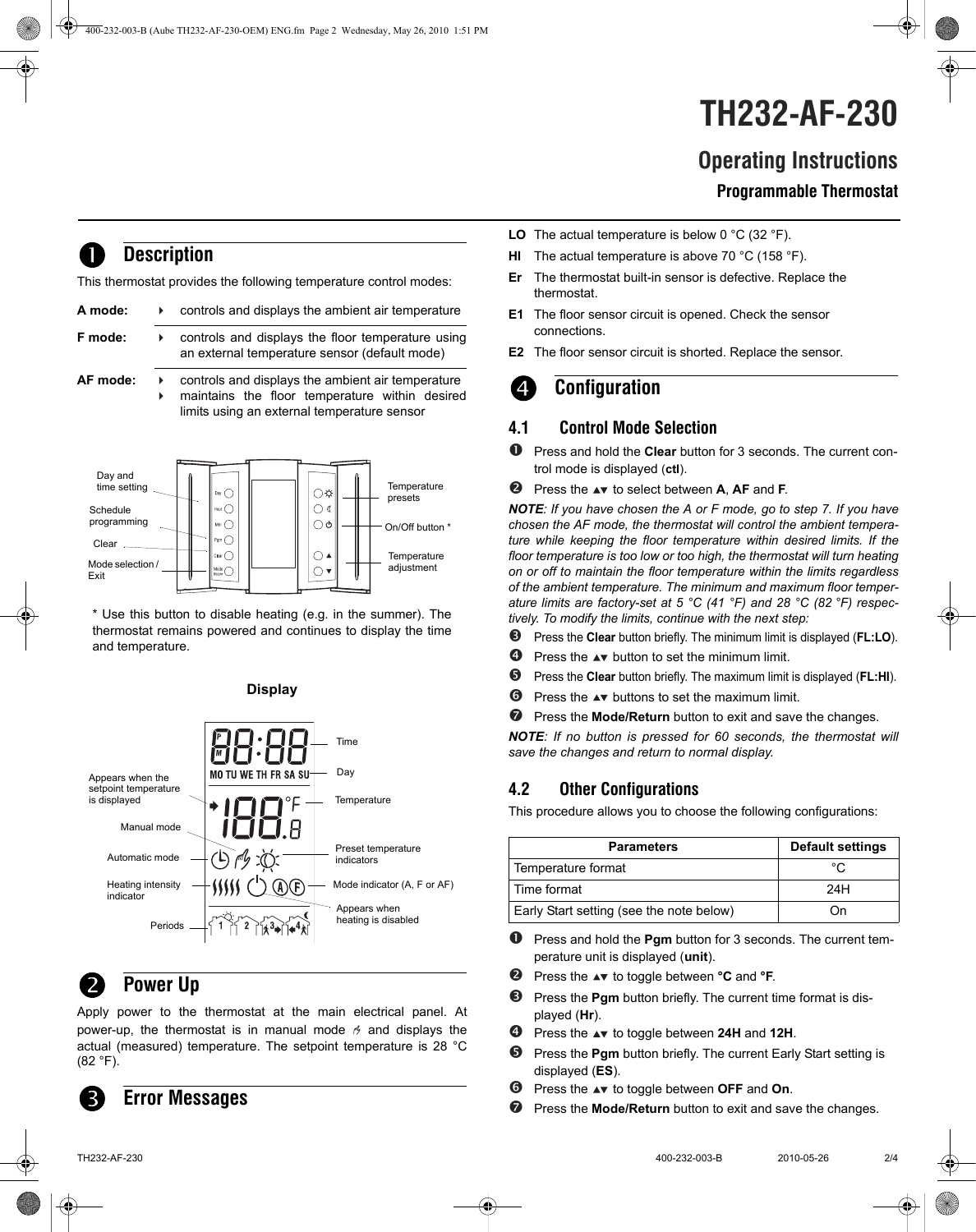# TH232-AF-230

## Operating Instructions

### Programmable Thermostat

## 1 Description

This thermostat provides the following temperature control modes:

**A mode:**
- controls and displays the ambient air temperature

**F mode:**
- controls and displays the floor temperature using an external temperature sensor (default mode)

**AF mode:**
- controls and displays the ambient air temperature
- maintains the floor temperature within desired limits using an external temperature sensor

Day and time setting
Schedule programming
Clear
Mode selection / Exit
Temperature presets
On/Off button *
Temperature adjustment

\* Use this button to disable heating (e.g. in the summer). The thermostat remains powered and continues to display the time and temperature.

**Display**

Time
Day
Appears when the setpoint temperature is displayed
Temperature
Manual mode
Automatic mode
Preset temperature indicators
Heating intensity indicator
Mode indicator (A, F or AF)
Periods
Appears when heating is disabled

## 2 Power Up

Apply power to the thermostat at the main electrical panel. At power-up, the thermostat is in manual mode and displays the actual (measured) temperature. The setpoint temperature is 28 °C (82 °F).

## 3 Error Messages

**LO** The actual temperature is below 0 °C (32 °F).

**HI** The actual temperature is above 70 °C (158 °F).

**Er** The thermostat built-in sensor is defective. Replace the thermostat.

**E1** The floor sensor circuit is opened. Check the sensor connections.

**E2** The floor sensor circuit is shorted. Replace the sensor.

## 4 Configuration

### 4.1 Control Mode Selection

1. Press and hold the **Clear** button for 3 seconds. The current control mode is displayed (**ctl**).
2. Press the ▲▼ to select between **A**, **AF** and **F**.

***NOTE**: If you have chosen the A or F mode, go to step 7. If you have chosen the AF mode, the thermostat will control the ambient temperature while keeping the floor temperature within desired limits. If the floor temperature is too low or too high, the thermostat will turn heating on or off to maintain the floor temperature within the limits regardless of the ambient temperature. The minimum and maximum floor temperature limits are factory-set at 5 °C (41 °F) and 28 °C (82 °F) respectively. To modify the limits, continue with the next step:*

3. Press the **Clear** button briefly. The minimum limit is displayed (**FL:LO**).
4. Press the ▲▼ button to set the minimum limit.
5. Press the **Clear** button briefly. The maximum limit is displayed (**FL:HI**).
6. Press the ▲▼ buttons to set the maximum limit.
7. Press the **Mode/Return** button to exit and save the changes.

***NOTE**: If no button is pressed for 60 seconds, the thermostat will save the changes and return to normal display.*

### 4.2 Other Configurations

This procedure allows you to choose the following configurations:

| Parameters | Default settings |
|---|---|
| Temperature format | °C |
| Time format | 24H |
| Early Start setting (see the note below) | On |

1. Press and hold the **Pgm** button for 3 seconds. The current temperature unit is displayed (**unit**).
2. Press the ▲▼ to toggle between **°C** and **°F**.
3. Press the **Pgm** button briefly. The current time format is displayed (**Hr**).
4. Press the ▲▼ to toggle between **24H** and **12H**.
5. Press the **Pgm** button briefly. The current Early Start setting is displayed (**ES**).
6. Press the ▲▼ to toggle between **OFF** and **On**.
7. Press the **Mode/Return** button to exit and save the changes.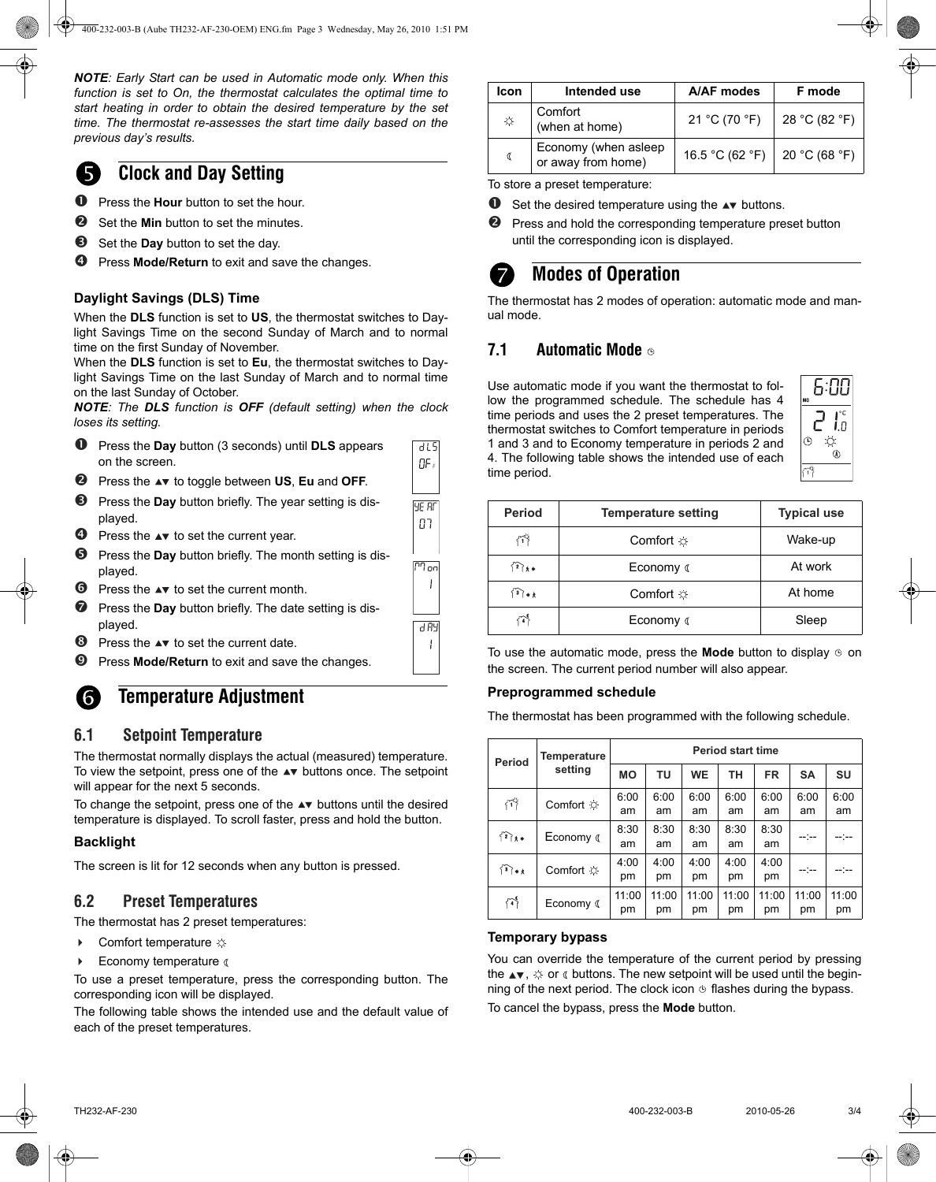***NOTE**: Early Start can be used in Automatic mode only. When this function is set to On, the thermostat calculates the optimal time to start heating in order to obtain the desired temperature by the set time. The thermostat re-assesses the start time daily based on the previous day's results.*

## 5 Clock and Day Setting

1. Press the **Hour** button to set the hour.
2. Set the **Min** button to set the minutes.
3. Set the **Day** button to set the day.
4. Press **Mode/Return** to exit and save the changes.

### Daylight Savings (DLS) Time

When the **DLS** function is set to **US**, the thermostat switches to Daylight Savings Time on the second Sunday of March and to normal time on the first Sunday of November.

When the **DLS** function is set to **Eu**, the thermostat switches to Daylight Savings Time on the last Sunday of March and to normal time on the last Sunday of October.

***NOTE**: The **DLS** function is **OFF** (default setting) when the clock loses its setting.*

1. Press the **Day** button (3 seconds) until **DLS** appears on the screen.
2. Press the ▲▼ to toggle between **US**, **Eu** and **OFF**.
3. Press the **Day** button briefly. The year setting is displayed.
4. Press the ▲▼ to set the current year.
5. Press the **Day** button briefly. The month setting is displayed.
6. Press the ▲▼ to set the current month.
7. Press the **Day** button briefly. The date setting is displayed.
8. Press the ▲▼ to set the current date.
9. Press **Mode/Return** to exit and save the changes.

## 6 Temperature Adjustment

### 6.1 Setpoint Temperature

The thermostat normally displays the actual (measured) temperature. To view the setpoint, press one of the ▲▼ buttons once. The setpoint will appear for the next 5 seconds.

To change the setpoint, press one of the ▲▼ buttons until the desired temperature is displayed. To scroll faster, press and hold the button.

### Backlight

The screen is lit for 12 seconds when any button is pressed.

### 6.2 Preset Temperatures

The thermostat has 2 preset temperatures:

- Comfort temperature ☼
- Economy temperature ☾

To use a preset temperature, press the corresponding button. The corresponding icon will be displayed.

The following table shows the intended use and the default value of each of the preset temperatures.

| Icon | Intended use | A/AF modes | F mode |
|---|---|---|---|
| ☼ | Comfort (when at home) | 21 °C (70 °F) | 28 °C (82 °F) |
| ☾ | Economy (when asleep or away from home) | 16.5 °C (62 °F) | 20 °C (68 °F) |

To store a preset temperature:

1. Set the desired temperature using the ▲▼ buttons.
2. Press and hold the corresponding temperature preset button until the corresponding icon is displayed.

## 7 Modes of Operation

The thermostat has 2 modes of operation: automatic mode and manual mode.

### 7.1 Automatic Mode ◷

Use automatic mode if you want the thermostat to follow the programmed schedule. The schedule has 4 time periods and uses the 2 preset temperatures. The thermostat switches to Comfort temperature in periods 1 and 3 and to Economy temperature in periods 2 and 4. The following table shows the intended use of each time period.

| Period | Temperature setting | Typical use |
|---|---|---|
| 1 | Comfort ☼ | Wake-up |
| 2 | Economy ☾ | At work |
| 3 | Comfort ☼ | At home |
| 4 | Economy ☾ | Sleep |

To use the automatic mode, press the **Mode** button to display ◷ on the screen. The current period number will also appear.

### Preprogrammed schedule

The thermostat has been programmed with the following schedule.

| Period | Temperature setting | Period start time | | | | | | |
|---|---|---|---|---|---|---|---|---|
| | | MO | TU | WE | TH | FR | SA | SU |
| 1 | Comfort ☼ | 6:00 am | 6:00 am | 6:00 am | 6:00 am | 6:00 am | 6:00 am | 6:00 am |
| 2 | Economy ☾ | 8:30 am | 8:30 am | 8:30 am | 8:30 am | 8:30 am | --:-- | --:-- |
| 3 | Comfort ☼ | 4:00 pm | 4:00 pm | 4:00 pm | 4:00 pm | 4:00 pm | --:-- | --:-- |
| 4 | Economy ☾ | 11:00 pm | 11:00 pm | 11:00 pm | 11:00 pm | 11:00 pm | 11:00 pm | 11:00 pm |

### Temporary bypass

You can override the temperature of the current period by pressing the ▲▼, ☼ or ☾ buttons. The new setpoint will be used until the beginning of the next period. The clock icon ◷ flashes during the bypass.

To cancel the bypass, press the **Mode** button.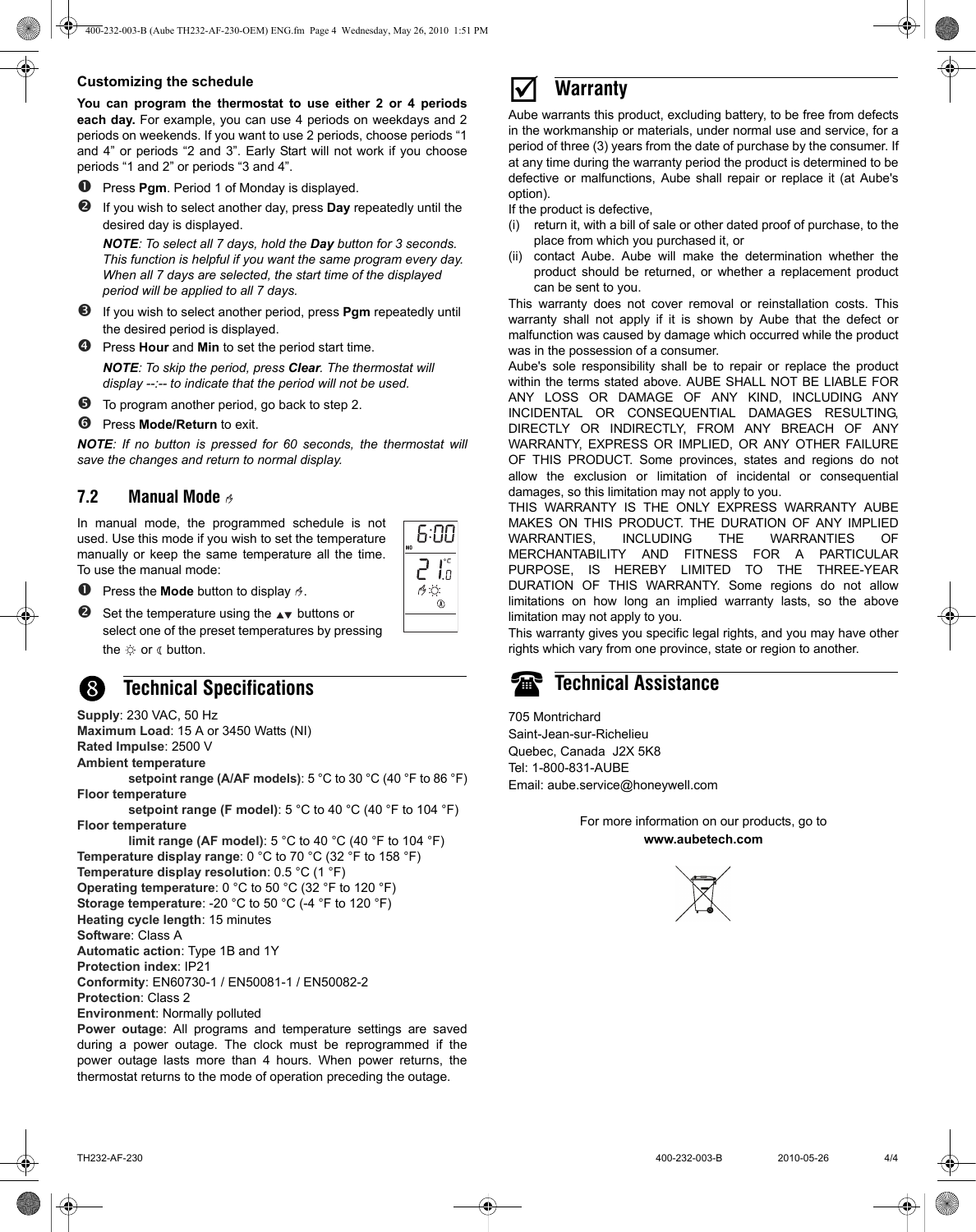### Customizing the schedule

**You can program the thermostat to use either 2 or 4 periods each day.** For example, you can use 4 periods on weekdays and 2 periods on weekends. If you want to use 2 periods, choose periods "1 and 4" or periods "2 and 3". Early Start will not work if you choose periods "1 and 2" or periods "3 and 4".

1. Press **Pgm**. Period 1 of Monday is displayed.
2. If you wish to select another day, press **Day** repeatedly until the desired day is displayed.

   ***NOTE**: To select all 7 days, hold the **Day** button for 3 seconds. This function is helpful if you want the same program every day. When all 7 days are selected, the start time of the displayed period will be applied to all 7 days.*
3. If you wish to select another period, press **Pgm** repeatedly until the desired period is displayed.
4. Press **Hour** and **Min** to set the period start time.

   ***NOTE**: To skip the period, press **Clear**. The thermostat will display --:-- to indicate that the period will not be used.*
5. To program another period, go back to step 2.
6. Press **Mode/Return** to exit.

***NOTE**: If no button is pressed for 60 seconds, the thermostat will save the changes and return to normal display.*

## 7.2 Manual Mode

In manual mode, the programmed schedule is not used. Use this mode if you wish to set the temperature manually or keep the same temperature all the time. To use the manual mode:

1. Press the **Mode** button to display .
2. Set the temperature using the ▲▼ buttons or select one of the preset temperatures by pressing the ☼ or ☾ button.

6:00
MO
21.0 °C

## 8 Technical Specifications

**Supply**: 230 VAC, 50 Hz
**Maximum Load**: 15 A or 3450 Watts (NI)
**Rated Impulse**: 2500 V
**Ambient temperature setpoint range (A/AF models)**: 5 °C to 30 °C (40 °F to 86 °F)
**Floor temperature setpoint range (F model)**: 5 °C to 40 °C (40 °F to 104 °F)
**Floor temperature limit range (AF model)**: 5 °C to 40 °C (40 °F to 104 °F)
**Temperature display range**: 0 °C to 70 °C (32 °F to 158 °F)
**Temperature display resolution**: 0.5 °C (1 °F)
**Operating temperature**: 0 °C to 50 °C (32 °F to 120 °F)
**Storage temperature**: -20 °C to 50 °C (-4 °F to 120 °F)
**Heating cycle length**: 15 minutes
**Software**: Class A
**Automatic action**: Type 1B and 1Y
**Protection index**: IP21
**Conformity**: EN60730-1 / EN50081-1 / EN50082-2
**Protection**: Class 2
**Environment**: Normally polluted
**Power outage**: All programs and temperature settings are saved during a power outage. The clock must be reprogrammed if the power outage lasts more than 4 hours. When power returns, the thermostat returns to the mode of operation preceding the outage.

## Warranty

Aube warrants this product, excluding battery, to be free from defects in the workmanship or materials, under normal use and service, for a period of three (3) years from the date of purchase by the consumer. If at any time during the warranty period the product is determined to be defective or malfunctions, Aube shall repair or replace it (at Aube's option).

If the product is defective,

(i) return it, with a bill of sale or other dated proof of purchase, to the place from which you purchased it, or

(ii) contact Aube. Aube will make the determination whether the product should be returned, or whether a replacement product can be sent to you.

This warranty does not cover removal or reinstallation costs. This warranty shall not apply if it is shown by Aube that the defect or malfunction was caused by damage which occurred while the product was in the possession of a consumer.

Aube's sole responsibility shall be to repair or replace the product within the terms stated above. AUBE SHALL NOT BE LIABLE FOR ANY LOSS OR DAMAGE OF ANY KIND, INCLUDING ANY INCIDENTAL OR CONSEQUENTIAL DAMAGES RESULTING, DIRECTLY OR INDIRECTLY, FROM ANY BREACH OF ANY WARRANTY, EXPRESS OR IMPLIED, OR ANY OTHER FAILURE OF THIS PRODUCT. Some provinces, states and regions do not allow the exclusion or limitation of incidental or consequential damages, so this limitation may not apply to you.

THIS WARRANTY IS THE ONLY EXPRESS WARRANTY AUBE MAKES ON THIS PRODUCT. THE DURATION OF ANY IMPLIED WARRANTIES, INCLUDING THE WARRANTIES OF MERCHANTABILITY AND FITNESS FOR A PARTICULAR PURPOSE, IS HEREBY LIMITED TO THE THREE-YEAR DURATION OF THIS WARRANTY. Some regions do not allow limitations on how long an implied warranty lasts, so the above limitation may not apply to you.

This warranty gives you specific legal rights, and you may have other rights which vary from one province, state or region to another.

## Technical Assistance

705 Montrichard
Saint-Jean-sur-Richelieu
Quebec, Canada J2X 5K8
Tel: 1-800-831-AUBE
Email: aube.service@honeywell.com

For more information on our products, go to
**www.aubetech.com**